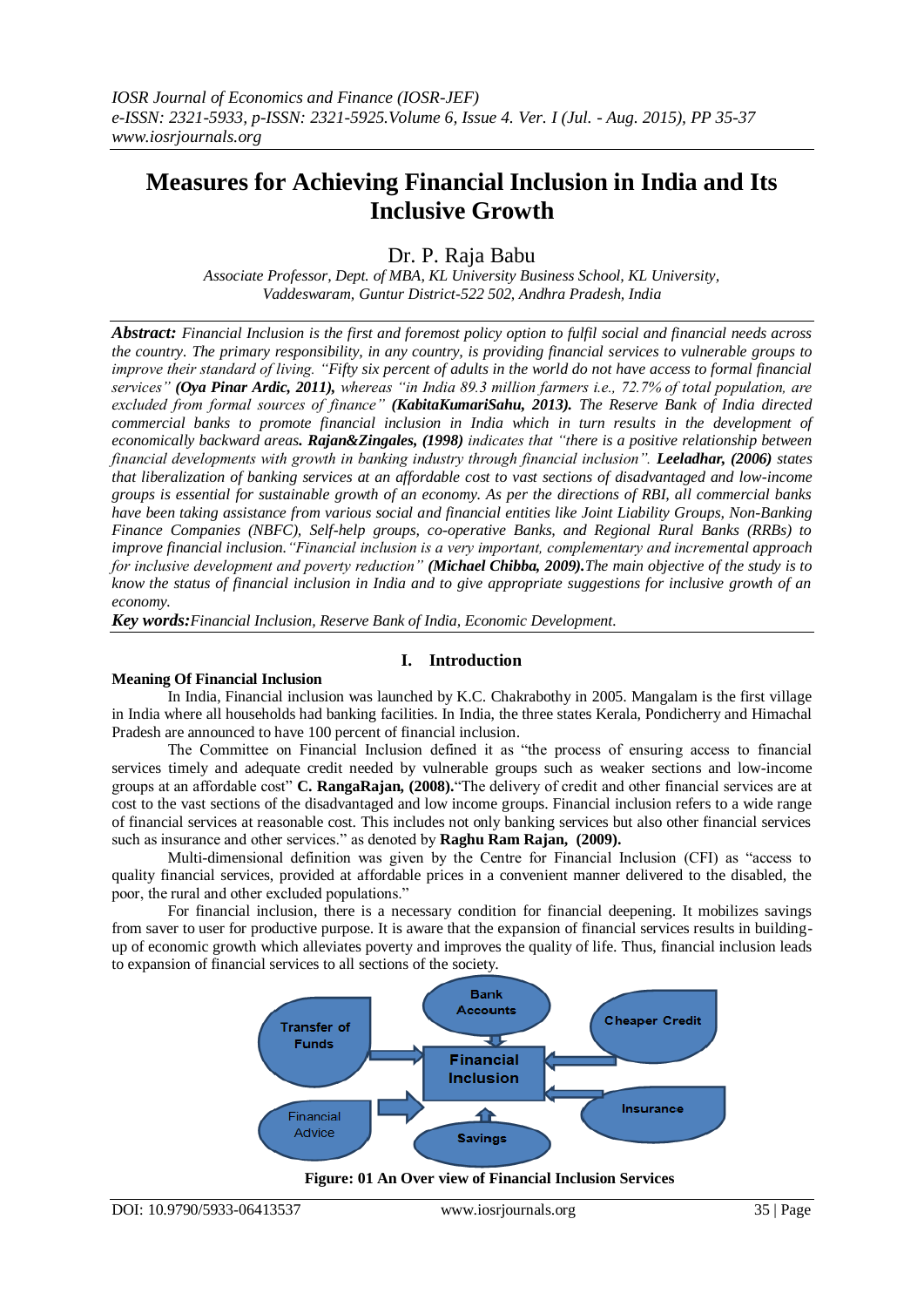# Measures for Achieving Financial Inclusion in India and Its Inclusive Growth

Dr. P. Raja Babu

*Associate Professor, Dept. of MBA, KL University Business School, KL University, Vaddeswaram, Guntur District-522 502, Andhra Pradesh, India*

***Abstract:*** *Financial Inclusion is the first and foremost policy option to fulfil social and financial needs across the country. The primary responsibility, in any country, is providing financial services to vulnerable groups to improve their standard of living. "Fifty six percent of adults in the world do not have access to formal financial services"* ***(Oya Pinar Ardic, 2011),*** *whereas "in India 89.3 million farmers i.e., 72.7% of total population, are excluded from formal sources of finance"* ***(KabitaKumariSahu, 2013).*** *The Reserve Bank of India directed commercial banks to promote financial inclusion in India which in turn results in the development of economically backward areas.* ***Rajan&Zingales, (1998)*** *indicates that "there is a positive relationship between financial developments with growth in banking industry through financial inclusion".* ***Leeladhar, (2006)*** *states that liberalization of banking services at an affordable cost to vast sections of disadvantaged and low-income groups is essential for sustainable growth of an economy. As per the directions of RBI, all commercial banks have been taking assistance from various social and financial entities like Joint Liability Groups, Non-Banking Finance Companies (NBFC), Self-help groups, co-operative Banks, and Regional Rural Banks (RRBs) to improve financial inclusion."Financial inclusion is a very important, complementary and incremental approach for inclusive development and poverty reduction"* ***(Michael Chibba, 2009).*** *The main objective of the study is to know the status of financial inclusion in India and to give appropriate suggestions for inclusive growth of an economy.*

***Key words:*** *Financial Inclusion, Reserve Bank of India, Economic Development.*

## I. Introduction

### Meaning Of Financial Inclusion

In India, Financial inclusion was launched by K.C. Chakrabothy in 2005. Mangalam is the first village in India where all households had banking facilities. In India, the three states Kerala, Pondicherry and Himachal Pradesh are announced to have 100 percent of financial inclusion.

The Committee on Financial Inclusion defined it as "the process of ensuring access to financial services timely and adequate credit needed by vulnerable groups such as weaker sections and low-income groups at an affordable cost" **C. RangaRajan, (2008).**"The delivery of credit and other financial services are at cost to the vast sections of the disadvantaged and low income groups. Financial inclusion refers to a wide range of financial services at reasonable cost. This includes not only banking services but also other financial services such as insurance and other services." as denoted by **Raghu Ram Rajan, (2009).**

Multi-dimensional definition was given by the Centre for Financial Inclusion (CFI) as "access to quality financial services, provided at affordable prices in a convenient manner delivered to the disabled, the poor, the rural and other excluded populations."

For financial inclusion, there is a necessary condition for financial deepening. It mobilizes savings from saver to user for productive purpose. It is aware that the expansion of financial services results in building-up of economic growth which alleviates poverty and improves the quality of life. Thus, financial inclusion leads to expansion of financial services to all sections of the society.

Bank Accounts, Transfer of Funds, Cheaper Credit, Financial Inclusion, Insurance, Financial Advice, Savings

**Figure: 01 An Over view of Financial Inclusion Services**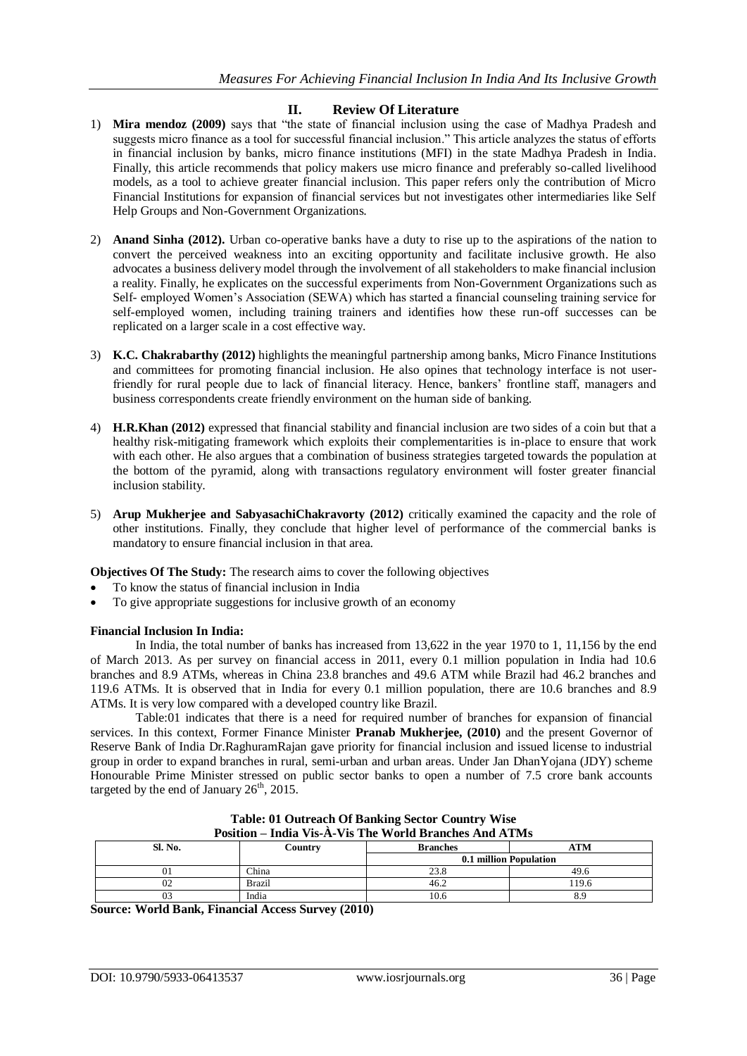## II. Review Of Literature

1) **Mira mendoz (2009)** says that "the state of financial inclusion using the case of Madhya Pradesh and suggests micro finance as a tool for successful financial inclusion." This article analyzes the status of efforts in financial inclusion by banks, micro finance institutions (MFI) in the state Madhya Pradesh in India. Finally, this article recommends that policy makers use micro finance and preferably so-called livelihood models, as a tool to achieve greater financial inclusion. This paper refers only the contribution of Micro Financial Institutions for expansion of financial services but not investigates other intermediaries like Self Help Groups and Non-Government Organizations.

2) **Anand Sinha (2012).** Urban co-operative banks have a duty to rise up to the aspirations of the nation to convert the perceived weakness into an exciting opportunity and facilitate inclusive growth. He also advocates a business delivery model through the involvement of all stakeholders to make financial inclusion a reality. Finally, he explicates on the successful experiments from Non-Government Organizations such as Self- employed Women's Association (SEWA) which has started a financial counseling training service for self-employed women, including training trainers and identifies how these run-off successes can be replicated on a larger scale in a cost effective way.

3) **K.C. Chakrabarthy (2012)** highlights the meaningful partnership among banks, Micro Finance Institutions and committees for promoting financial inclusion. He also opines that technology interface is not user-friendly for rural people due to lack of financial literacy. Hence, bankers' frontline staff, managers and business correspondents create friendly environment on the human side of banking.

4) **H.R.Khan (2012)** expressed that financial stability and financial inclusion are two sides of a coin but that a healthy risk-mitigating framework which exploits their complementarities is in-place to ensure that work with each other. He also argues that a combination of business strategies targeted towards the population at the bottom of the pyramid, along with transactions regulatory environment will foster greater financial inclusion stability.

5) **Arup Mukherjee and SabyasachiChakravorty (2012)** critically examined the capacity and the role of other institutions. Finally, they conclude that higher level of performance of the commercial banks is mandatory to ensure financial inclusion in that area.

**Objectives Of The Study:** The research aims to cover the following objectives

- To know the status of financial inclusion in India
- To give appropriate suggestions for inclusive growth of an economy

**Financial Inclusion In India:**

In India, the total number of banks has increased from 13,622 in the year 1970 to 1, 11,156 by the end of March 2013. As per survey on financial access in 2011, every 0.1 million population in India had 10.6 branches and 8.9 ATMs, whereas in China 23.8 branches and 49.6 ATM while Brazil had 46.2 branches and 119.6 ATMs. It is observed that in India for every 0.1 million population, there are 10.6 branches and 8.9 ATMs. It is very low compared with a developed country like Brazil.

Table:01 indicates that there is a need for required number of branches for expansion of financial services. In this context, Former Finance Minister **Pranab Mukherjee, (2010)** and the present Governor of Reserve Bank of India Dr.RaghuramRajan gave priority for financial inclusion and issued license to industrial group in order to expand branches in rural, semi-urban and urban areas. Under Jan DhanYojana (JDY) scheme Honourable Prime Minister stressed on public sector banks to open a number of 7.5 crore bank accounts targeted by the end of January 26th, 2015.

**Table: 01 Outreach Of Banking Sector Country Wise Position – India Vis-À-Vis The World Branches And ATMs**

| Sl. No. | Country | Branches | ATM |
|---|---|---|---|
| | | 0.1 million Population | |
| 01 | China | 23.8 | 49.6 |
| 02 | Brazil | 46.2 | 119.6 |
| 03 | India | 10.6 | 8.9 |

**Source: World Bank, Financial Access Survey (2010)**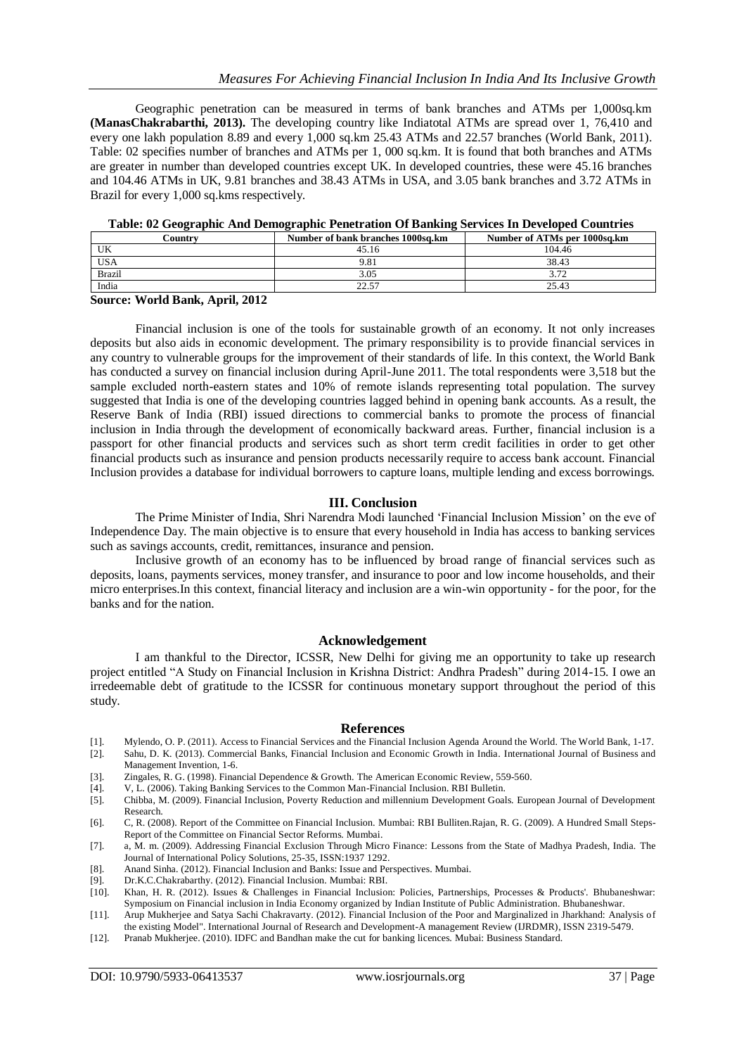Geographic penetration can be measured in terms of bank branches and ATMs per 1,000sq.km **(ManasChakrabarthi, 2013).** The developing country like Indiatotal ATMs are spread over 1, 76,410 and every one lakh population 8.89 and every 1,000 sq.km 25.43 ATMs and 22.57 branches (World Bank, 2011). Table: 02 specifies number of branches and ATMs per 1, 000 sq.km. It is found that both branches and ATMs are greater in number than developed countries except UK. In developed countries, these were 45.16 branches and 104.46 ATMs in UK, 9.81 branches and 38.43 ATMs in USA, and 3.05 bank branches and 3.72 ATMs in Brazil for every 1,000 sq.kms respectively.

**Table: 02 Geographic And Demographic Penetration Of Banking Services In Developed Countries**

| Country | Number of bank branches 1000sq.km | Number of ATMs per 1000sq.km |
|---|---|---|
| UK | 45.16 | 104.46 |
| USA | 9.81 | 38.43 |
| Brazil | 3.05 | 3.72 |
| India | 22.57 | 25.43 |

**Source: World Bank, April, 2012**

Financial inclusion is one of the tools for sustainable growth of an economy. It not only increases deposits but also aids in economic development. The primary responsibility is to provide financial services in any country to vulnerable groups for the improvement of their standards of life. In this context, the World Bank has conducted a survey on financial inclusion during April-June 2011. The total respondents were 3,518 but the sample excluded north-eastern states and 10% of remote islands representing total population. The survey suggested that India is one of the developing countries lagged behind in opening bank accounts. As a result, the Reserve Bank of India (RBI) issued directions to commercial banks to promote the process of financial inclusion in India through the development of economically backward areas. Further, financial inclusion is a passport for other financial products and services such as short term credit facilities in order to get other financial products such as insurance and pension products necessarily require to access bank account. Financial Inclusion provides a database for individual borrowers to capture loans, multiple lending and excess borrowings.

## III. Conclusion

The Prime Minister of India, Shri Narendra Modi launched 'Financial Inclusion Mission' on the eve of Independence Day. The main objective is to ensure that every household in India has access to banking services such as savings accounts, credit, remittances, insurance and pension.

Inclusive growth of an economy has to be influenced by broad range of financial services such as deposits, loans, payments services, money transfer, and insurance to poor and low income households, and their micro enterprises.In this context, financial literacy and inclusion are a win-win opportunity - for the poor, for the banks and for the nation.

## Acknowledgement

I am thankful to the Director, ICSSR, New Delhi for giving me an opportunity to take up research project entitled "A Study on Financial Inclusion in Krishna District: Andhra Pradesh" during 2014-15. I owe an irredeemable debt of gratitude to the ICSSR for continuous monetary support throughout the period of this study.

## References

[1]. Mylendo, O. P. (2011). Access to Financial Services and the Financial Inclusion Agenda Around the World. The World Bank, 1-17.

[2]. Sahu, D. K. (2013). Commercial Banks, Financial Inclusion and Economic Growth in India. International Journal of Business and Management Invention, 1-6.

[3]. Zingales, R. G. (1998). Financial Dependence & Growth. The American Economic Review, 559-560.

[4]. V, L. (2006). Taking Banking Services to the Common Man-Financial Inclusion. RBI Bulletin.

[5]. Chibba, M. (2009). Financial Inclusion, Poverty Reduction and millennium Development Goals. European Journal of Development Research.

[6]. C, R. (2008). Report of the Committee on Financial Inclusion. Mumbai: RBI Bulliten.Rajan, R. G. (2009). A Hundred Small Steps-Report of the Committee on Financial Sector Reforms. Mumbai.

[7]. a, M. m. (2009). Addressing Financial Exclusion Through Micro Finance: Lessons from the State of Madhya Pradesh, India. The Journal of International Policy Solutions, 25-35, ISSN:1937 1292.

[8]. Anand Sinha. (2012). Financial Inclusion and Banks: Issue and Perspectives. Mumbai.

[9]. Dr.K.C.Chakrabarthy. (2012). Financial Inclusion. Mumbai: RBI.

[10]. Khan, H. R. (2012). Issues & Challenges in Financial Inclusion: Policies, Partnerships, Processes & Products'. Bhubaneshwar: Symposium on Financial inclusion in India Economy organized by Indian Institute of Public Administration. Bhubaneshwar.

[11]. Arup Mukherjee and Satya Sachi Chakravarty. (2012). Financial Inclusion of the Poor and Marginalized in Jharkhand: Analysis of the existing Model". International Journal of Research and Development-A management Review (IJRDMR), ISSN 2319-5479.

[12]. Pranab Mukherjee. (2010). IDFC and Bandhan make the cut for banking licences. Mubai: Business Standard.